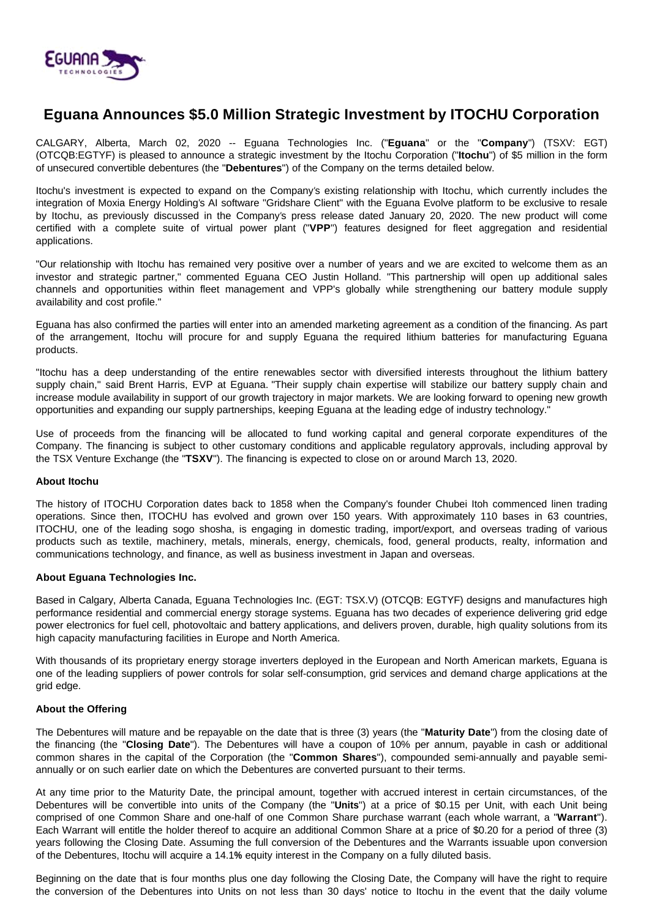# Eguana Announces $5.0 Million Strategic Investment by ITOCHU Corporation

CALGARY, Alberta, March 02, 2020 -- Eguana Technologies Inc. ("**Eguana**" or the "**Company**") (TSXV: EGT) (OTCQB:EGTYF) is pleased to announce a strategic investment by the Itochu Corporation ("**Itochu**") of $5 million in the form of unsecured convertible debentures (the "**Debentures**") of the Company on the terms detailed below.

Itochu's investment is expected to expand on the Company's existing relationship with Itochu, which currently includes the integration of Moxia Energy Holding's AI software "Gridshare Client" with the Eguana Evolve platform to be exclusive to resale by Itochu, as previously discussed in the Company's press release dated January 20, 2020. The new product will come certified with a complete suite of virtual power plant ("**VPP**") features designed for fleet aggregation and residential applications.

"Our relationship with Itochu has remained very positive over a number of years and we are excited to welcome them as an investor and strategic partner," commented Eguana CEO Justin Holland. "This partnership will open up additional sales channels and opportunities within fleet management and VPP's globally while strengthening our battery module supply availability and cost profile."

Eguana has also confirmed the parties will enter into an amended marketing agreement as a condition of the financing. As part of the arrangement, Itochu will procure for and supply Eguana the required lithium batteries for manufacturing Eguana products.

"Itochu has a deep understanding of the entire renewables sector with diversified interests throughout the lithium battery supply chain," said Brent Harris, EVP at Eguana. "Their supply chain expertise will stabilize our battery supply chain and increase module availability in support of our growth trajectory in major markets. We are looking forward to opening new growth opportunities and expanding our supply partnerships, keeping Eguana at the leading edge of industry technology."

Use of proceeds from the financing will be allocated to fund working capital and general corporate expenditures of the Company. The financing is subject to other customary conditions and applicable regulatory approvals, including approval by the TSX Venture Exchange (the "**TSXV**"). The financing is expected to close on or around March 13, 2020.

**About Itochu**

The history of ITOCHU Corporation dates back to 1858 when the Company's founder Chubei Itoh commenced linen trading operations. Since then, ITOCHU has evolved and grown over 150 years. With approximately 110 bases in 63 countries, ITOCHU, one of the leading sogo shosha, is engaging in domestic trading, import/export, and overseas trading of various products such as textile, machinery, metals, minerals, energy, chemicals, food, general products, realty, information and communications technology, and finance, as well as business investment in Japan and overseas.

**About Eguana Technologies Inc.**

Based in Calgary, Alberta Canada, Eguana Technologies Inc. (EGT: TSX.V) (OTCQB: EGTYF) designs and manufactures high performance residential and commercial energy storage systems. Eguana has two decades of experience delivering grid edge power electronics for fuel cell, photovoltaic and battery applications, and delivers proven, durable, high quality solutions from its high capacity manufacturing facilities in Europe and North America.

With thousands of its proprietary energy storage inverters deployed in the European and North American markets, Eguana is one of the leading suppliers of power controls for solar self-consumption, grid services and demand charge applications at the grid edge.

**About the Offering**

The Debentures will mature and be repayable on the date that is three (3) years (the "**Maturity Date**") from the closing date of the financing (the "**Closing Date**"). The Debentures will have a coupon of 10% per annum, payable in cash or additional common shares in the capital of the Corporation (the "**Common Shares**"), compounded semi-annually and payable semi-annually or on such earlier date on which the Debentures are converted pursuant to their terms.

At any time prior to the Maturity Date, the principal amount, together with accrued interest in certain circumstances, of the Debentures will be convertible into units of the Company (the "**Units**") at a price of $0.15 per Unit, with each Unit being comprised of one Common Share and one-half of one Common Share purchase warrant (each whole warrant, a "**Warrant**"). Each Warrant will entitle the holder thereof to acquire an additional Common Share at a price of $0.20 for a period of three (3) years following the Closing Date. Assuming the full conversion of the Debentures and the Warrants issuable upon conversion of the Debentures, Itochu will acquire a 14.1% equity interest in the Company on a fully diluted basis.

Beginning on the date that is four months plus one day following the Closing Date, the Company will have the right to require the conversion of the Debentures into Units on not less than 30 days' notice to Itochu in the event that the daily volume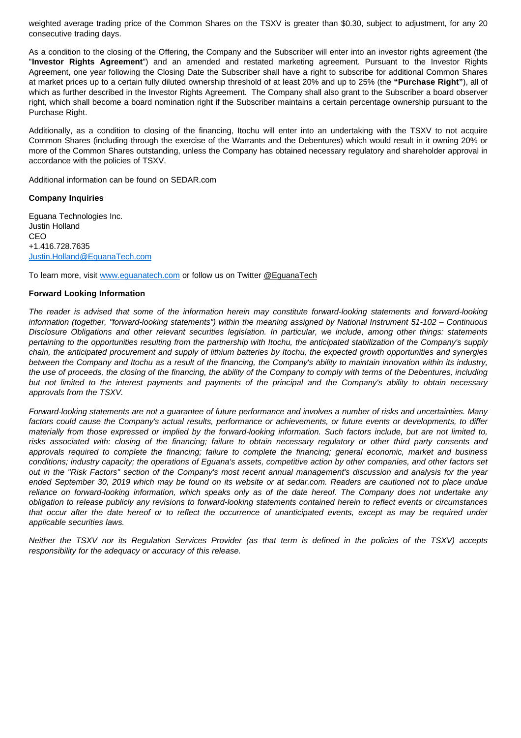weighted average trading price of the Common Shares on the TSXV is greater than $0.30, subject to adjustment, for any 20 consecutive trading days.

As a condition to the closing of the Offering, the Company and the Subscriber will enter into an investor rights agreement (the "**Investor Rights Agreement**") and an amended and restated marketing agreement. Pursuant to the Investor Rights Agreement, one year following the Closing Date the Subscriber shall have a right to subscribe for additional Common Shares at market prices up to a certain fully diluted ownership threshold of at least 20% and up to 25% (the **"Purchase Right"**), all of which as further described in the Investor Rights Agreement. The Company shall also grant to the Subscriber a board observer right, which shall become a board nomination right if the Subscriber maintains a certain percentage ownership pursuant to the Purchase Right.

Additionally, as a condition to closing of the financing, Itochu will enter into an undertaking with the TSXV to not acquire Common Shares (including through the exercise of the Warrants and the Debentures) which would result in it owning 20% or more of the Common Shares outstanding, unless the Company has obtained necessary regulatory and shareholder approval in accordance with the policies of TSXV.

Additional information can be found on SEDAR.com

**Company Inquiries**

Eguana Technologies Inc.
Justin Holland
CEO
+1.416.728.7635
Justin.Holland@EguanaTech.com

To learn more, visit www.eguanatech.com or follow us on Twitter @EguanaTech

**Forward Looking Information**

*The reader is advised that some of the information herein may constitute forward-looking statements and forward-looking information (together, "forward-looking statements") within the meaning assigned by National Instrument 51-102 – Continuous Disclosure Obligations and other relevant securities legislation. In particular, we include, among other things: statements pertaining to the opportunities resulting from the partnership with Itochu, the anticipated stabilization of the Company's supply chain, the anticipated procurement and supply of lithium batteries by Itochu, the expected growth opportunities and synergies between the Company and Itochu as a result of the financing, the Company's ability to maintain innovation within its industry, the use of proceeds, the closing of the financing, the ability of the Company to comply with terms of the Debentures, including but not limited to the interest payments and payments of the principal and the Company's ability to obtain necessary approvals from the TSXV.*

*Forward-looking statements are not a guarantee of future performance and involves a number of risks and uncertainties. Many factors could cause the Company's actual results, performance or achievements, or future events or developments, to differ materially from those expressed or implied by the forward-looking information. Such factors include, but are not limited to, risks associated with: closing of the financing; failure to obtain necessary regulatory or other third party consents and approvals required to complete the financing; failure to complete the financing; general economic, market and business conditions; industry capacity; the operations of Eguana's assets, competitive action by other companies, and other factors set out in the "Risk Factors" section of the Company's most recent annual management's discussion and analysis for the year ended September 30, 2019 which may be found on its website or at sedar.com. Readers are cautioned not to place undue reliance on forward-looking information, which speaks only as of the date hereof. The Company does not undertake any obligation to release publicly any revisions to forward-looking statements contained herein to reflect events or circumstances that occur after the date hereof or to reflect the occurrence of unanticipated events, except as may be required under applicable securities laws.*

*Neither the TSXV nor its Regulation Services Provider (as that term is defined in the policies of the TSXV) accepts responsibility for the adequacy or accuracy of this release.*